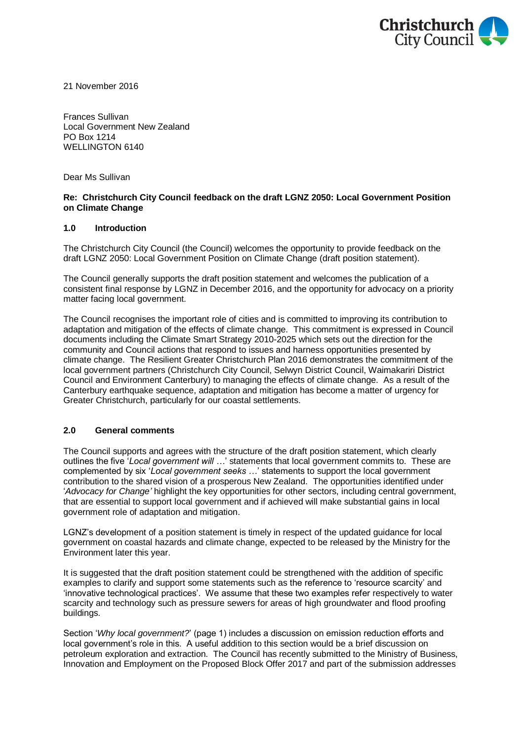Christchurch City Council

21 November 2016

Frances Sullivan
Local Government New Zealand
PO Box 1214
WELLINGTON 6140

Dear Ms Sullivan

**Re: Christchurch City Council feedback on the draft LGNZ 2050: Local Government Position on Climate Change**

## 1.0 Introduction

The Christchurch City Council (the Council) welcomes the opportunity to provide feedback on the draft LGNZ 2050: Local Government Position on Climate Change (draft position statement).

The Council generally supports the draft position statement and welcomes the publication of a consistent final response by LGNZ in December 2016, and the opportunity for advocacy on a priority matter facing local government.

The Council recognises the important role of cities and is committed to improving its contribution to adaptation and mitigation of the effects of climate change. This commitment is expressed in Council documents including the Climate Smart Strategy 2010-2025 which sets out the direction for the community and Council actions that respond to issues and harness opportunities presented by climate change. The Resilient Greater Christchurch Plan 2016 demonstrates the commitment of the local government partners (Christchurch City Council, Selwyn District Council, Waimakariri District Council and Environment Canterbury) to managing the effects of climate change. As a result of the Canterbury earthquake sequence, adaptation and mitigation has become a matter of urgency for Greater Christchurch, particularly for our coastal settlements.

## 2.0 General comments

The Council supports and agrees with the structure of the draft position statement, which clearly outlines the five '*Local government will …*' statements that local government commits to. These are complemented by six '*Local government seeks …*' statements to support the local government contribution to the shared vision of a prosperous New Zealand. The opportunities identified under '*Advocacy for Change'* highlight the key opportunities for other sectors, including central government, that are essential to support local government and if achieved will make substantial gains in local government role of adaptation and mitigation.

LGNZ's development of a position statement is timely in respect of the updated guidance for local government on coastal hazards and climate change, expected to be released by the Ministry for the Environment later this year.

It is suggested that the draft position statement could be strengthened with the addition of specific examples to clarify and support some statements such as the reference to 'resource scarcity' and 'innovative technological practices'. We assume that these two examples refer respectively to water scarcity and technology such as pressure sewers for areas of high groundwater and flood proofing buildings.

Section '*Why local government?*' (page 1) includes a discussion on emission reduction efforts and local government's role in this. A useful addition to this section would be a brief discussion on petroleum exploration and extraction. The Council has recently submitted to the Ministry of Business, Innovation and Employment on the Proposed Block Offer 2017 and part of the submission addresses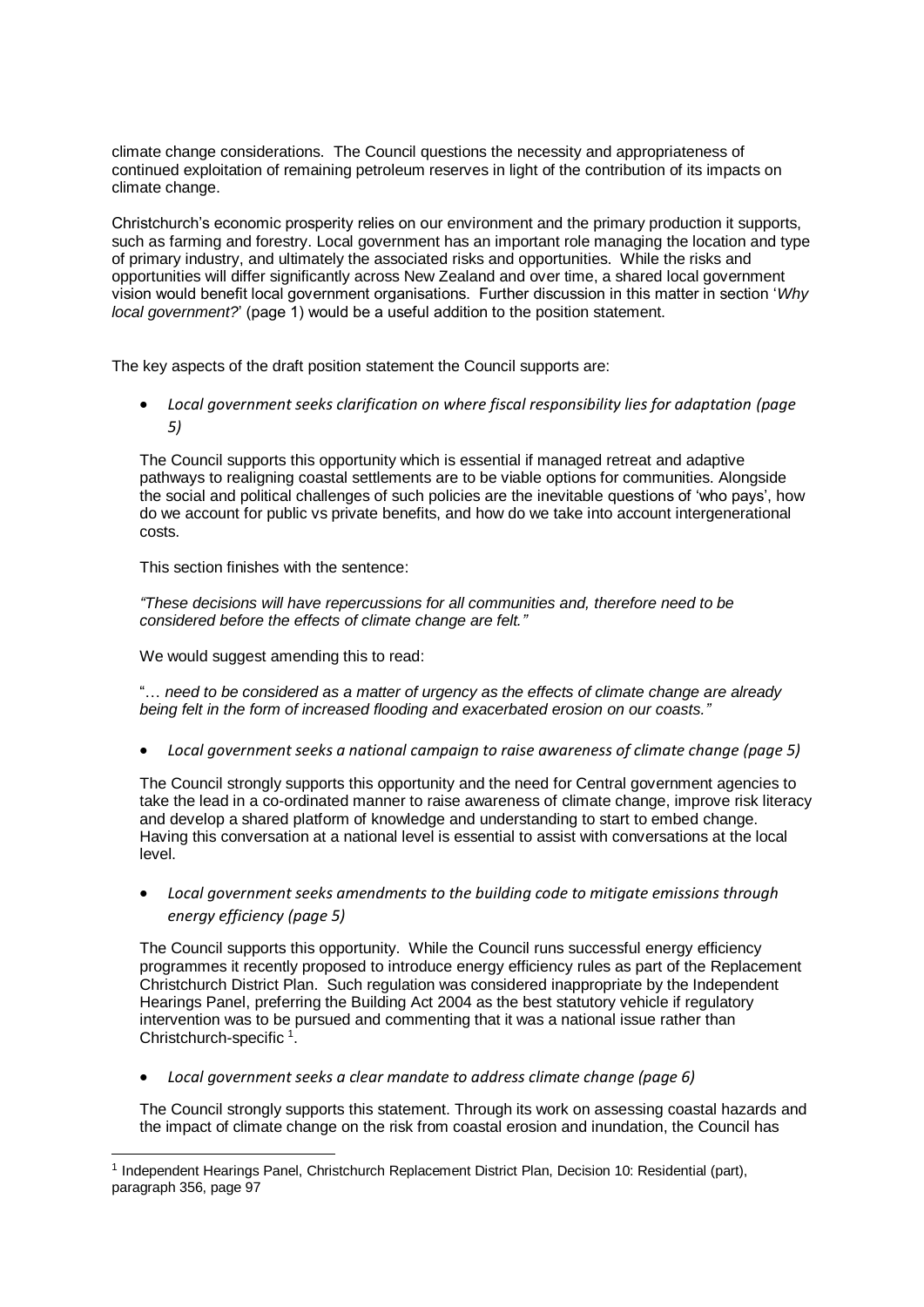climate change considerations. The Council questions the necessity and appropriateness of continued exploitation of remaining petroleum reserves in light of the contribution of its impacts on climate change.

Christchurch's economic prosperity relies on our environment and the primary production it supports, such as farming and forestry. Local government has an important role managing the location and type of primary industry, and ultimately the associated risks and opportunities. While the risks and opportunities will differ significantly across New Zealand and over time, a shared local government vision would benefit local government organisations. Further discussion in this matter in section '*Why local government?*' (page 1) would be a useful addition to the position statement.

The key aspects of the draft position statement the Council supports are:

- *Local government seeks clarification on where fiscal responsibility lies for adaptation (page 5)*

  The Council supports this opportunity which is essential if managed retreat and adaptive pathways to realigning coastal settlements are to be viable options for communities. Alongside the social and political challenges of such policies are the inevitable questions of 'who pays', how do we account for public vs private benefits, and how do we take into account intergenerational costs.

  This section finishes with the sentence:

  *"These decisions will have repercussions for all communities and, therefore need to be considered before the effects of climate change are felt."*

  We would suggest amending this to read:

  "*… need to be considered as a matter of urgency as the effects of climate change are already being felt in the form of increased flooding and exacerbated erosion on our coasts."*

- *Local government seeks a national campaign to raise awareness of climate change (page 5)*

  The Council strongly supports this opportunity and the need for Central government agencies to take the lead in a co-ordinated manner to raise awareness of climate change, improve risk literacy and develop a shared platform of knowledge and understanding to start to embed change. Having this conversation at a national level is essential to assist with conversations at the local level.

- *Local government seeks amendments to the building code to mitigate emissions through energy efficiency (page 5)*

  The Council supports this opportunity. While the Council runs successful energy efficiency programmes it recently proposed to introduce energy efficiency rules as part of the Replacement Christchurch District Plan. Such regulation was considered inappropriate by the Independent Hearings Panel, preferring the Building Act 2004 as the best statutory vehicle if regulatory intervention was to be pursued and commenting that it was a national issue rather than Christchurch-specific [1].

- *Local government seeks a clear mandate to address climate change (page 6)*

  The Council strongly supports this statement. Through its work on assessing coastal hazards and the impact of climate change on the risk from coastal erosion and inundation, the Council has

[1] Independent Hearings Panel, Christchurch Replacement District Plan, Decision 10: Residential (part), paragraph 356, page 97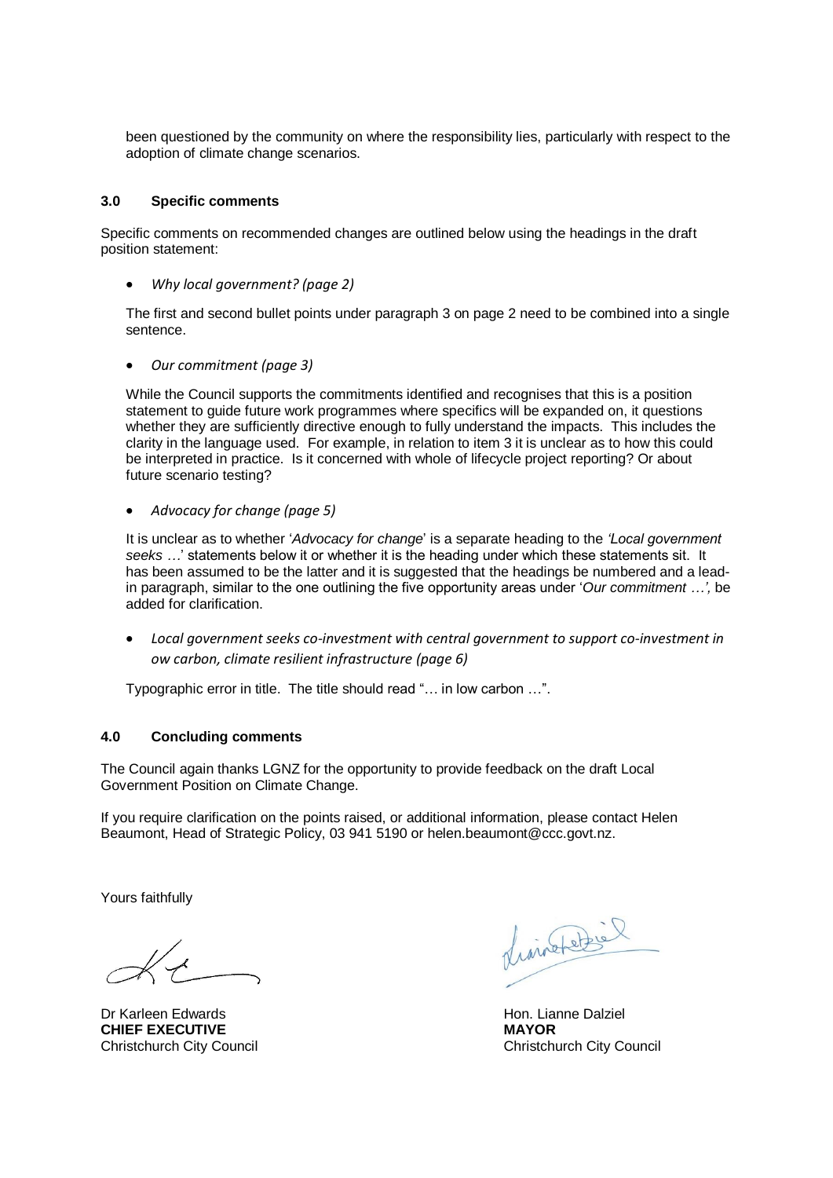been questioned by the community on where the responsibility lies, particularly with respect to the adoption of climate change scenarios.

### 3.0 Specific comments

Specific comments on recommended changes are outlined below using the headings in the draft position statement:

- *Why local government? (page 2)*

The first and second bullet points under paragraph 3 on page 2 need to be combined into a single sentence.

- *Our commitment (page 3)*

While the Council supports the commitments identified and recognises that this is a position statement to guide future work programmes where specifics will be expanded on, it questions whether they are sufficiently directive enough to fully understand the impacts. This includes the clarity in the language used. For example, in relation to item 3 it is unclear as to how this could be interpreted in practice. Is it concerned with whole of lifecycle project reporting? Or about future scenario testing?

- *Advocacy for change (page 5)*

It is unclear as to whether '*Advocacy for change*' is a separate heading to the *'Local government seeks …*' statements below it or whether it is the heading under which these statements sit. It has been assumed to be the latter and it is suggested that the headings be numbered and a lead-in paragraph, similar to the one outlining the five opportunity areas under '*Our commitment …',* be added for clarification.

- *Local government seeks co-investment with central government to support co-investment in ow carbon, climate resilient infrastructure (page 6)*

Typographic error in title. The title should read "… in low carbon …".

### 4.0 Concluding comments

The Council again thanks LGNZ for the opportunity to provide feedback on the draft Local Government Position on Climate Change.

If you require clarification on the points raised, or additional information, please contact Helen Beaumont, Head of Strategic Policy, 03 941 5190 or helen.beaumont@ccc.govt.nz.

Yours faithfully

Dr Karleen Edwards
**CHIEF EXECUTIVE**
Christchurch City Council

Hon. Lianne Dalziel
**MAYOR**
Christchurch City Council